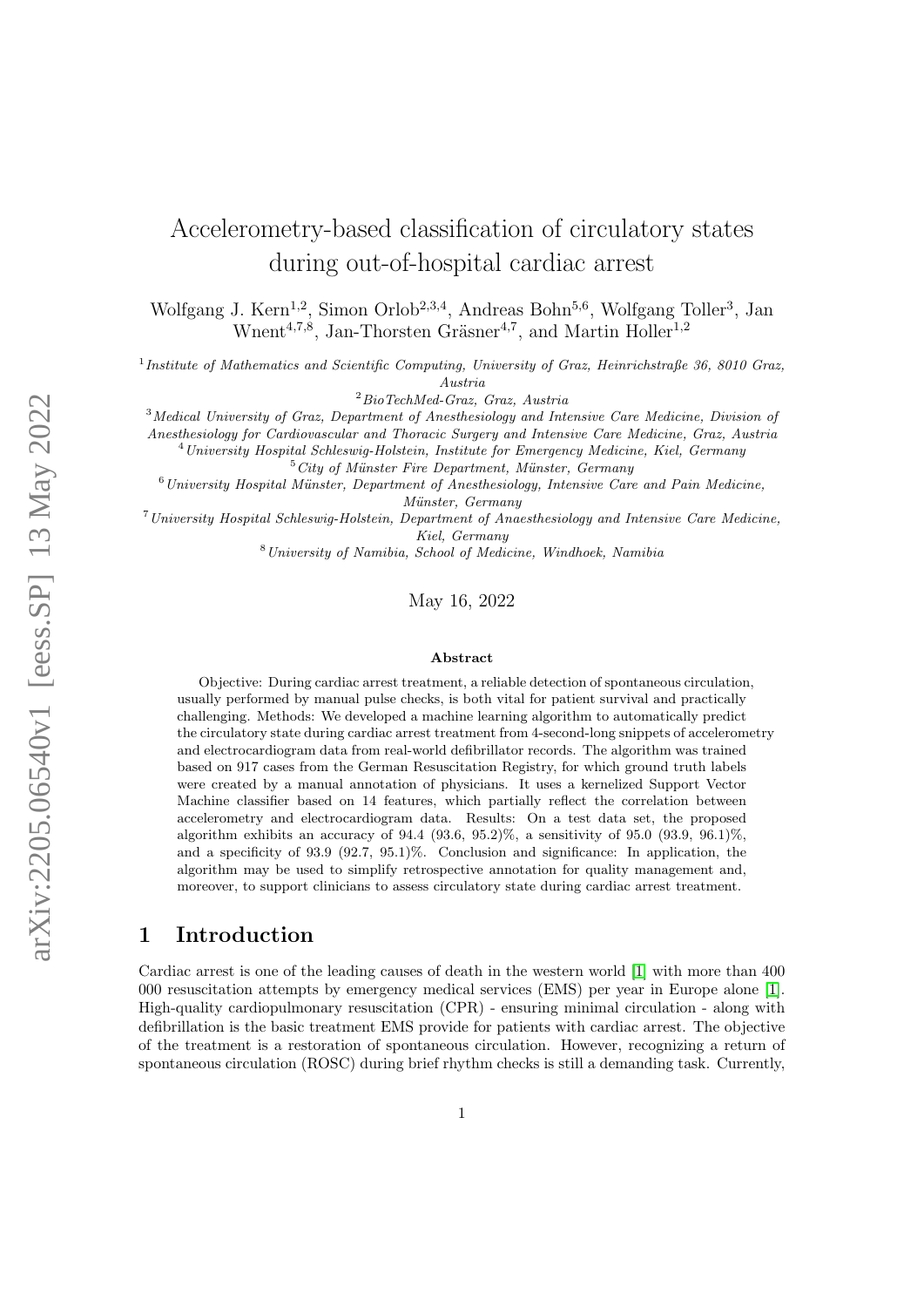# Accelerometry-based classification of circulatory states during out-of-hospital cardiac arrest

Wolfgang J. Kern[1,2], Simon Orlob[2,3,4], Andreas Bohn[5,6], Wolfgang Toller[3], Jan Wnent[4,7,8], Jan-Thorsten Gräsner[4,7], and Martin Holler[1,2]

[1] *Institute of Mathematics and Scientific Computing, University of Graz, Heinrichstraße 36, 8010 Graz, Austria*

[2] *BioTechMed-Graz, Graz, Austria*

[3] *Medical University of Graz, Department of Anesthesiology and Intensive Care Medicine, Division of Anesthesiology for Cardiovascular and Thoracic Surgery and Intensive Care Medicine, Graz, Austria*

[4] *University Hospital Schleswig-Holstein, Institute for Emergency Medicine, Kiel, Germany*

[5] *City of Münster Fire Department, Münster, Germany*

[6] *University Hospital Münster, Department of Anesthesiology, Intensive Care and Pain Medicine, Münster, Germany*

[7] *University Hospital Schleswig-Holstein, Department of Anaesthesiology and Intensive Care Medicine, Kiel, Germany*

[8] *University of Namibia, School of Medicine, Windhoek, Namibia*

May 16, 2022

**Abstract**

Objective: During cardiac arrest treatment, a reliable detection of spontaneous circulation, usually performed by manual pulse checks, is both vital for patient survival and practically challenging. Methods: We developed a machine learning algorithm to automatically predict the circulatory state during cardiac arrest treatment from 4-second-long snippets of accelerometry and electrocardiogram data from real-world defibrillator records. The algorithm was trained based on 917 cases from the German Resuscitation Registry, for which ground truth labels were created by a manual annotation of physicians. It uses a kernelized Support Vector Machine classifier based on 14 features, which partially reflect the correlation between accelerometry and electrocardiogram data. Results: On a test data set, the proposed algorithm exhibits an accuracy of 94.4 (93.6, 95.2)%, a sensitivity of 95.0 (93.9, 96.1)%, and a specificity of 93.9 (92.7, 95.1)%. Conclusion and significance: In application, the algorithm may be used to simplify retrospective annotation for quality management and, moreover, to support clinicians to assess circulatory state during cardiac arrest treatment.

## 1 Introduction

Cardiac arrest is one of the leading causes of death in the western world [1] with more than 400 000 resuscitation attempts by emergency medical services (EMS) per year in Europe alone [1]. High-quality cardiopulmonary resuscitation (CPR) - ensuring minimal circulation - along with defibrillation is the basic treatment EMS provide for patients with cardiac arrest. The objective of the treatment is a restoration of spontaneous circulation. However, recognizing a return of spontaneous circulation (ROSC) during brief rhythm checks is still a demanding task. Currently,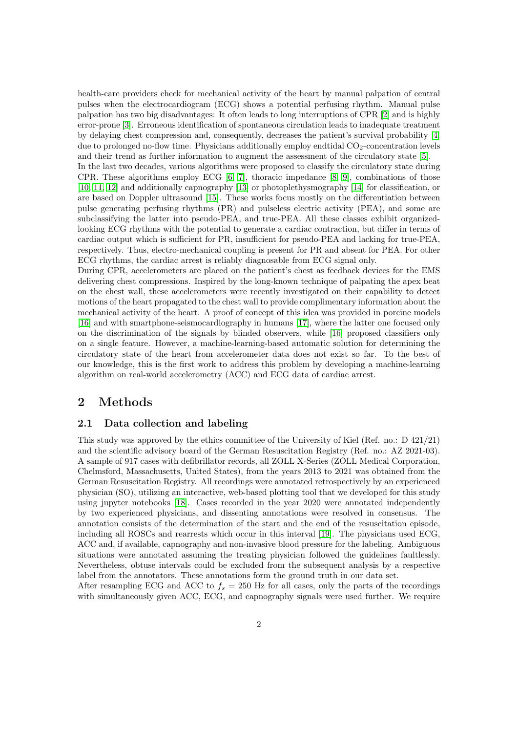health-care providers check for mechanical activity of the heart by manual palpation of central pulses when the electrocardiogram (ECG) shows a potential perfusing rhythm. Manual pulse palpation has two big disadvantages: It often leads to long interruptions of CPR [2] and is highly error-prone [3]. Erroneous identification of spontaneous circulation leads to inadequate treatment by delaying chest compression and, consequently, decreases the patient's survival probability [4] due to prolonged no-flow time. Physicians additionally employ endtidal $CO_2$-concentration levels and their trend as further information to augment the assessment of the circulatory state [5].

In the last two decades, various algorithms were proposed to classify the circulatory state during CPR. These algorithms employ ECG [6, 7], thoracic impedance [8, 9], combinations of those [10, 11, 12] and additionally capnography [13] or photoplethysmography [14] for classification, or are based on Doppler ultrasound [15]. These works focus mostly on the differentiation between pulse generating perfusing rhythms (PR) and pulseless electric activity (PEA), and some are subclassifying the latter into pseudo-PEA, and true-PEA. All these classes exhibit organized-looking ECG rhythms with the potential to generate a cardiac contraction, but differ in terms of cardiac output which is sufficient for PR, insufficient for pseudo-PEA and lacking for true-PEA, respectively. Thus, electro-mechanical coupling is present for PR and absent for PEA. For other ECG rhythms, the cardiac arrest is reliably diagnosable from ECG signal only.

During CPR, accelerometers are placed on the patient's chest as feedback devices for the EMS delivering chest compressions. Inspired by the long-known technique of palpating the apex beat on the chest wall, these accelerometers were recently investigated on their capability to detect motions of the heart propagated to the chest wall to provide complimentary information about the mechanical activity of the heart. A proof of concept of this idea was provided in porcine models [16] and with smartphone-seismocardiography in humans [17], where the latter one focused only on the discrimination of the signals by blinded observers, while [16] proposed classifiers only on a single feature. However, a machine-learning-based automatic solution for determining the circulatory state of the heart from accelerometer data does not exist so far. To the best of our knowledge, this is the first work to address this problem by developing a machine-learning algorithm on real-world accelerometry (ACC) and ECG data of cardiac arrest.

## 2 Methods

### 2.1 Data collection and labeling

This study was approved by the ethics committee of the University of Kiel (Ref. no.: D 421/21) and the scientific advisory board of the German Resuscitation Registry (Ref. no.: AZ 2021-03). A sample of 917 cases with defibrillator records, all ZOLL X-Series (ZOLL Medical Corporation, Chelmsford, Massachusetts, United States), from the years 2013 to 2021 was obtained from the German Resuscitation Registry. All recordings were annotated retrospectively by an experienced physician (SO), utilizing an interactive, web-based plotting tool that we developed for this study using jupyter notebooks [18]. Cases recorded in the year 2020 were annotated independently by two experienced physicians, and dissenting annotations were resolved in consensus. The annotation consists of the determination of the start and the end of the resuscitation episode, including all ROSCs and rearrests which occur in this interval [19]. The physicians used ECG, ACC and, if available, capnography and non-invasive blood pressure for the labeling. Ambiguous situations were annotated assuming the treating physician followed the guidelines faultlessly. Nevertheless, obtuse intervals could be excluded from the subsequent analysis by a respective label from the annotators. These annotations form the ground truth in our data set.

After resampling ECG and ACC to $f_s = 250$ Hz for all cases, only the parts of the recordings with simultaneously given ACC, ECG, and capnography signals were used further. We require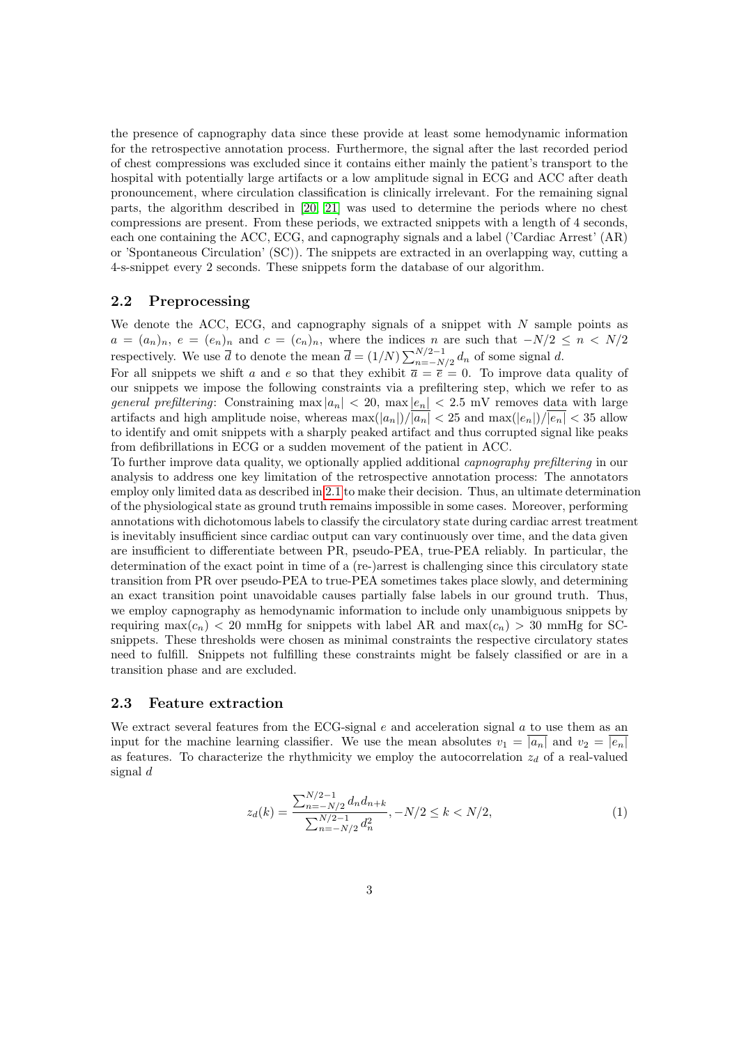the presence of capnography data since these provide at least some hemodynamic information for the retrospective annotation process. Furthermore, the signal after the last recorded period of chest compressions was excluded since it contains either mainly the patient's transport to the hospital with potentially large artifacts or a low amplitude signal in ECG and ACC after death pronouncement, where circulation classification is clinically irrelevant. For the remaining signal parts, the algorithm described in [20] [21] was used to determine the periods where no chest compressions are present. From these periods, we extracted snippets with a length of 4 seconds, each one containing the ACC, ECG, and capnography signals and a label ('Cardiac Arrest' (AR) or 'Spontaneous Circulation' (SC)). The snippets are extracted in an overlapping way, cutting a 4-s-snippet every 2 seconds. These snippets form the database of our algorithm.

## 2.2 Preprocessing

We denote the ACC, ECG, and capnography signals of a snippet with $N$ sample points as $a = (a_n)_n$, $e = (e_n)_n$ and $c = (c_n)_n$, where the indices $n$ are such that $-N/2 \leq n < N/2$ respectively. We use $\overline{d}$ to denote the mean $\overline{d} = (1/N)\sum_{n=-N/2}^{N/2-1} d_n$ of some signal $d$.

For all snippets we shift $a$ and $e$ so that they exhibit $\overline{a} = \overline{e} = 0$. To improve data quality of our snippets we impose the following constraints via a prefiltering step, which we refer to as *general prefiltering*: Constraining $\max |a_n| < 20$, $\max |e_n| < 2.5$ mV removes data with large artifacts and high amplitude noise, whereas $\max(|a_n|)/\overline{|a_n|} < 25$ and $\max(|e_n|)/\overline{|e_n|} < 35$ allow to identify and omit snippets with a sharply peaked artifact and thus corrupted signal like peaks from defibrillations in ECG or a sudden movement of the patient in ACC.

To further improve data quality, we optionally applied additional *capnography prefiltering* in our analysis to address one key limitation of the retrospective annotation process: The annotators employ only limited data as described in 2.1 to make their decision. Thus, an ultimate determination of the physiological state as ground truth remains impossible in some cases. Moreover, performing annotations with dichotomous labels to classify the circulatory state during cardiac arrest treatment is inevitably insufficient since cardiac output can vary continuously over time, and the data given are insufficient to differentiate between PR, pseudo-PEA, true-PEA reliably. In particular, the determination of the exact point in time of a (re-)arrest is challenging since this circulatory state transition from PR over pseudo-PEA to true-PEA sometimes takes place slowly, and determining an exact transition point unavoidable causes partially false labels in our ground truth. Thus, we employ capnography as hemodynamic information to include only unambiguous snippets by requiring $\max(c_n) < 20$ mmHg for snippets with label AR and $\max(c_n) > 30$ mmHg for SC-snippets. These thresholds were chosen as minimal constraints the respective circulatory states need to fulfill. Snippets not fulfilling these constraints might be falsely classified or are in a transition phase and are excluded.

## 2.3 Feature extraction

We extract several features from the ECG-signal $e$ and acceleration signal $a$ to use them as an input for the machine learning classifier. We use the mean absolutes $v_1 = \overline{|a_n|}$ and $v_2 = \overline{|e_n|}$ as features. To characterize the rhythmicity we employ the autocorrelation $z_d$ of a real-valued signal $d$

$$z_d(k) = \frac{\sum_{n=-N/2}^{N/2-1} d_n d_{n+k}}{\sum_{n=-N/2}^{N/2-1} d_n^2}, -N/2 \leq k < N/2, \tag{1}$$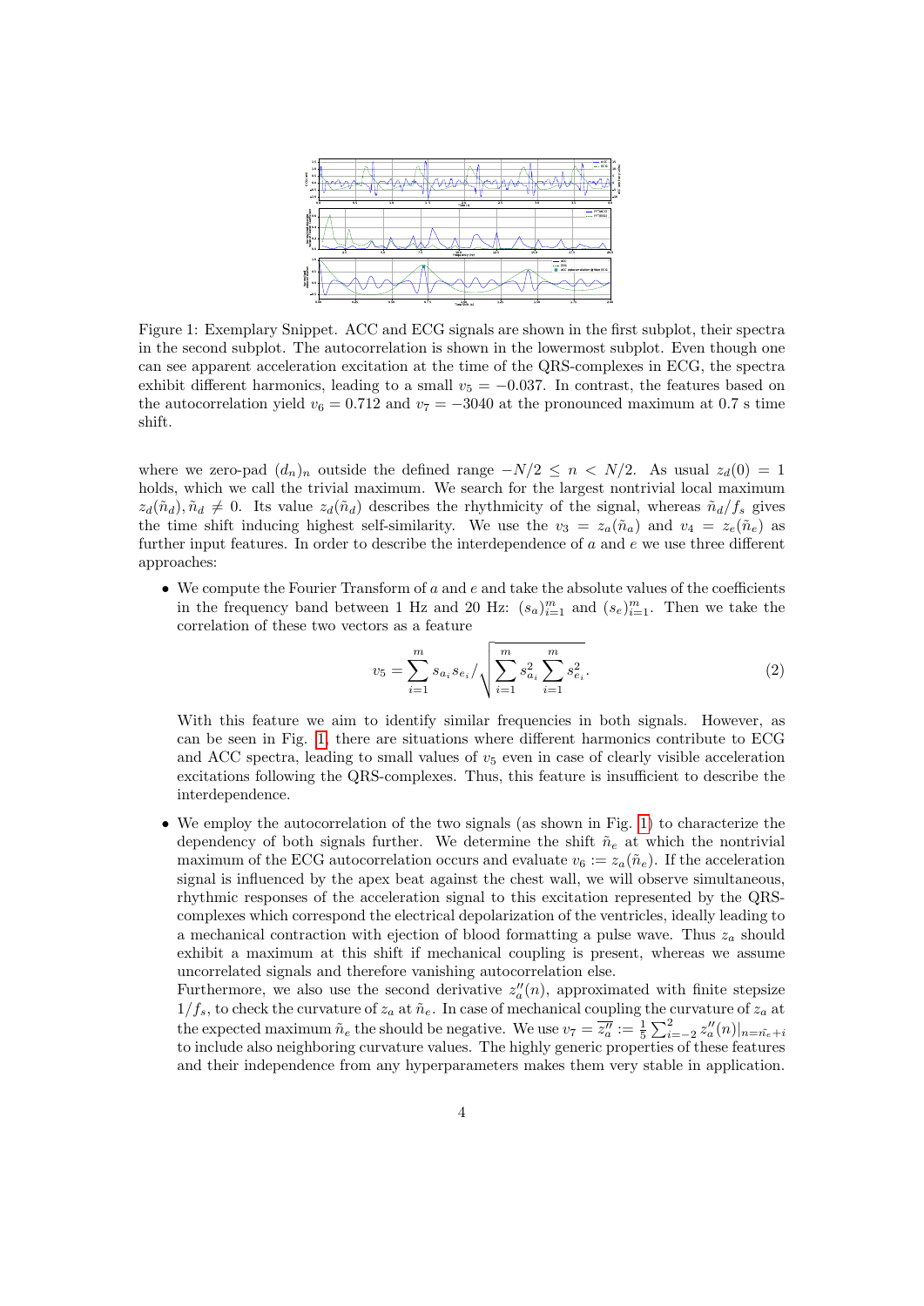Figure 1: Exemplary Snippet. ACC and ECG signals are shown in the first subplot, their spectra in the second subplot. The autocorrelation is shown in the lowermost subplot. Even though one can see apparent acceleration excitation at the time of the QRS-complexes in ECG, the spectra exhibit different harmonics, leading to a small $v_5 = -0.037$. In contrast, the features based on the autocorrelation yield $v_6 = 0.712$ and $v_7 = -3040$ at the pronounced maximum at 0.7 s time shift.

where we zero-pad $(d_n)_n$ outside the defined range $-N/2 \leq n < N/2$. As usual $z_d(0) = 1$ holds, which we call the trivial maximum. We search for the largest nontrivial local maximum $z_d(\tilde{n}_d), \tilde{n}_d \neq 0$. Its value $z_d(\tilde{n}_d)$ describes the rhythmicity of the signal, whereas $\tilde{n}_d/f_s$ gives the time shift inducing highest self-similarity. We use the $v_3 = z_a(\tilde{n}_a)$ and $v_4 = z_e(\tilde{n}_e)$ as further input features. In order to describe the interdependence of $a$ and $e$ we use three different approaches:

- We compute the Fourier Transform of $a$ and $e$ and take the absolute values of the coefficients in the frequency band between 1 Hz and 20 Hz: $(s_a)_{i=1}^m$ and $(s_e)_{i=1}^m$. Then we take the correlation of these two vectors as a feature

$$v_5 = \sum_{i=1}^{m} s_{a_i} s_{e_i} \Big/ \sqrt{\sum_{i=1}^{m} s_{a_i}^2 \sum_{i=1}^{m} s_{e_i}^2}. \tag{2}$$

  With this feature we aim to identify similar frequencies in both signals. However, as can be seen in Fig. 1, there are situations where different harmonics contribute to ECG and ACC spectra, leading to small values of $v_5$ even in case of clearly visible acceleration excitations following the QRS-complexes. Thus, this feature is insufficient to describe the interdependence.

- We employ the autocorrelation of the two signals (as shown in Fig. 1) to characterize the dependency of both signals further. We determine the shift $\tilde{n}_e$ at which the nontrivial maximum of the ECG autocorrelation occurs and evaluate $v_6 := z_a(\tilde{n}_e)$. If the acceleration signal is influenced by the apex beat against the chest wall, we will observe simultaneous, rhythmic responses of the acceleration signal to this excitation represented by the QRS-complexes which correspond the electrical depolarization of the ventricles, ideally leading to a mechanical contraction with ejection of blood formatting a pulse wave. Thus $z_a$ should exhibit a maximum at this shift if mechanical coupling is present, whereas we assume uncorrelated signals and therefore vanishing autocorrelation else.
  Furthermore, we also use the second derivative $z_a''(n)$, approximated with finite stepsize $1/f_s$, to check the curvature of $z_a$ at $\tilde{n}_e$. In case of mechanical coupling the curvature of $z_a$ at the expected maximum $\tilde{n}_e$ the should be negative. We use $v_7 = \overline{z_a''} := \frac{1}{5}\sum_{i=-2}^{2} z_a''(n)|_{n=\tilde{n}_e+i}$ to include also neighboring curvature values. The highly generic properties of these features and their independence from any hyperparameters makes them very stable in application.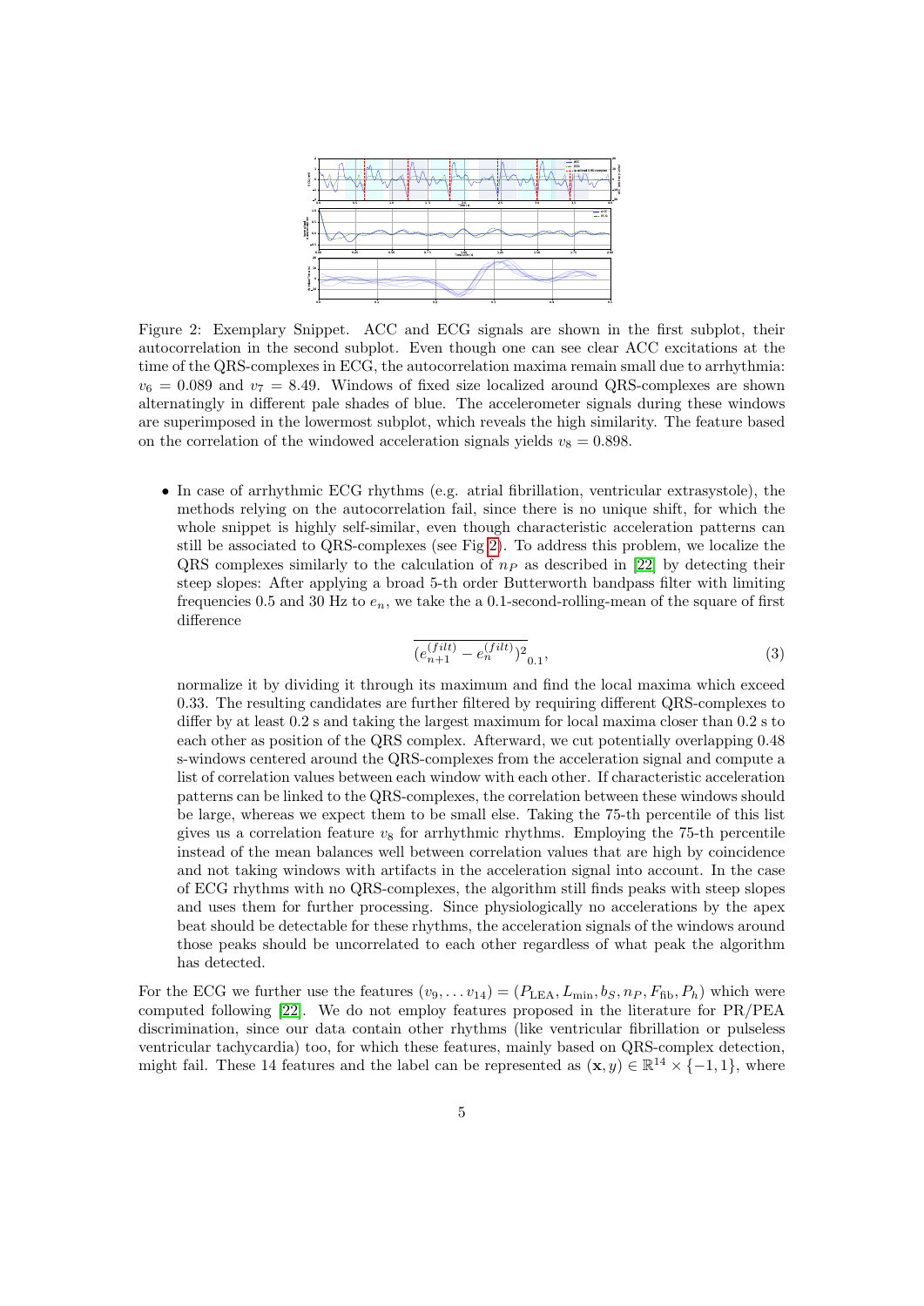Figure 2: Exemplary Snippet. ACC and ECG signals are shown in the first subplot, their autocorrelation in the second subplot. Even though one can see clear ACC excitations at the time of the QRS-complexes in ECG, the autocorrelation maxima remain small due to arrhythmia: $v_6 = 0.089$ and $v_7 = 8.49$. Windows of fixed size localized around QRS-complexes are shown alternatingly in different pale shades of blue. The accelerometer signals during these windows are superimposed in the lowermost subplot, which reveals the high similarity. The feature based on the correlation of the windowed acceleration signals yields $v_8 = 0.898$.

- In case of arrhythmic ECG rhythms (e.g. atrial fibrillation, ventricular extrasystole), the methods relying on the autocorrelation fail, since there is no unique shift, for which the whole snippet is highly self-similar, even though characteristic acceleration patterns can still be associated to QRS-complexes (see Fig 2). To address this problem, we localize the QRS complexes similarly to the calculation of $n_P$ as described in [22] by detecting their steep slopes: After applying a broad 5-th order Butterworth bandpass filter with limiting frequencies 0.5 and 30 Hz to $e_n$, we take the a 0.1-second-rolling-mean of the square of first difference

$$\overline{(e_{n+1}^{(filt)} - e_n^{(filt)})^2}_{0.1}, \tag{3}$$

normalize it by dividing it through its maximum and find the local maxima which exceed 0.33. The resulting candidates are further filtered by requiring different QRS-complexes to differ by at least 0.2 s and taking the largest maximum for local maxima closer than 0.2 s to each other as position of the QRS complex. Afterward, we cut potentially overlapping 0.48 s-windows centered around the QRS-complexes from the acceleration signal and compute a list of correlation values between each window with each other. If characteristic acceleration patterns can be linked to the QRS-complexes, the correlation between these windows should be large, whereas we expect them to be small else. Taking the 75-th percentile of this list gives us a correlation feature $v_8$ for arrhythmic rhythms. Employing the 75-th percentile instead of the mean balances well between correlation values that are high by coincidence and not taking windows with artifacts in the acceleration signal into account. In the case of ECG rhythms with no QRS-complexes, the algorithm still finds peaks with steep slopes and uses them for further processing. Since physiologically no accelerations by the apex beat should be detectable for these rhythms, the acceleration signals of the windows around those peaks should be uncorrelated to each other regardless of what peak the algorithm has detected.

For the ECG we further use the features $(v_9, \ldots v_{14}) = (P_{\text{LEA}}, L_{\min}, b_S, n_P, F_{\text{fib}}, P_h)$ which were computed following [22]. We do not employ features proposed in the literature for PR/PEA discrimination, since our data contain other rhythms (like ventricular fibrillation or pulseless ventricular tachycardia) too, for which these features, mainly based on QRS-complex detection, might fail. These 14 features and the label can be represented as $(\mathbf{x}, y) \in \mathbb{R}^{14} \times \{-1, 1\}$, where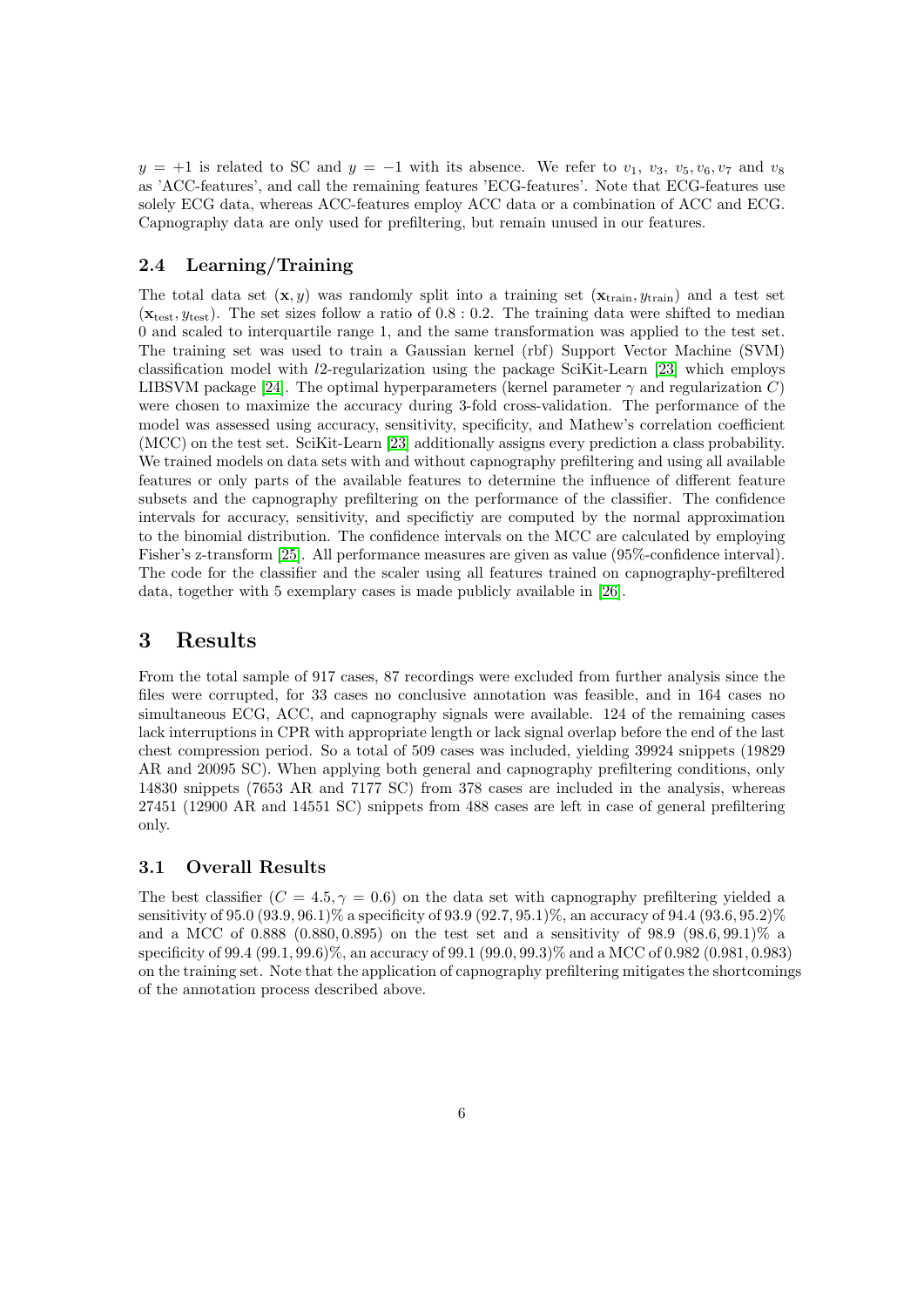$y = +1$ is related to SC and $y = -1$ with its absence. We refer to $v_1$, $v_3$, $v_5, v_6, v_7$ and $v_8$ as 'ACC-features', and call the remaining features 'ECG-features'. Note that ECG-features use solely ECG data, whereas ACC-features employ ACC data or a combination of ACC and ECG. Capnography data are only used for prefiltering, but remain unused in our features.

### 2.4 Learning/Training

The total data set $(\mathbf{x}, y)$ was randomly split into a training set $(\mathbf{x}_{\text{train}}, y_{\text{train}})$ and a test set $(\mathbf{x}_{\text{test}}, y_{\text{test}})$. The set sizes follow a ratio of $0.8 : 0.2$. The training data were shifted to median 0 and scaled to interquartile range 1, and the same transformation was applied to the test set. The training set was used to train a Gaussian kernel (rbf) Support Vector Machine (SVM) classification model with $l2$-regularization using the package SciKit-Learn [23] which employs LIBSVM package [24]. The optimal hyperparameters (kernel parameter $\gamma$ and regularization $C$) were chosen to maximize the accuracy during 3-fold cross-validation. The performance of the model was assessed using accuracy, sensitivity, specificity, and Mathew's correlation coefficient (MCC) on the test set. SciKit-Learn [23] additionally assigns every prediction a class probability. We trained models on data sets with and without capnography prefiltering and using all available features or only parts of the available features to determine the influence of different feature subsets and the capnography prefiltering on the performance of the classifier. The confidence intervals for accuracy, sensitivity, and specifictiy are computed by the normal approximation to the binomial distribution. The confidence intervals on the MCC are calculated by employing Fisher's z-transform [25]. All performance measures are given as value (95%-confidence interval). The code for the classifier and the scaler using all features trained on capnography-prefiltered data, together with 5 exemplary cases is made publicly available in [26].

## 3 Results

From the total sample of 917 cases, 87 recordings were excluded from further analysis since the files were corrupted, for 33 cases no conclusive annotation was feasible, and in 164 cases no simultaneous ECG, ACC, and capnography signals were available. 124 of the remaining cases lack interruptions in CPR with appropriate length or lack signal overlap before the end of the last chest compression period. So a total of 509 cases was included, yielding 39924 snippets (19829 AR and 20095 SC). When applying both general and capnography prefiltering conditions, only 14830 snippets (7653 AR and 7177 SC) from 378 cases are included in the analysis, whereas 27451 (12900 AR and 14551 SC) snippets from 488 cases are left in case of general prefiltering only.

### 3.1 Overall Results

The best classifier ($C = 4.5, \gamma = 0.6$) on the data set with capnography prefiltering yielded a sensitivity of 95.0 (93.9, 96.1)% a specificity of 93.9 (92.7, 95.1)%, an accuracy of 94.4 (93.6, 95.2)% and a MCC of 0.888 (0.880, 0.895) on the test set and a sensitivity of 98.9 (98.6, 99.1)% a specificity of 99.4 (99.1, 99.6)%, an accuracy of 99.1 (99.0, 99.3)% and a MCC of 0.982 (0.981, 0.983) on the training set. Note that the application of capnography prefiltering mitigates the shortcomings of the annotation process described above.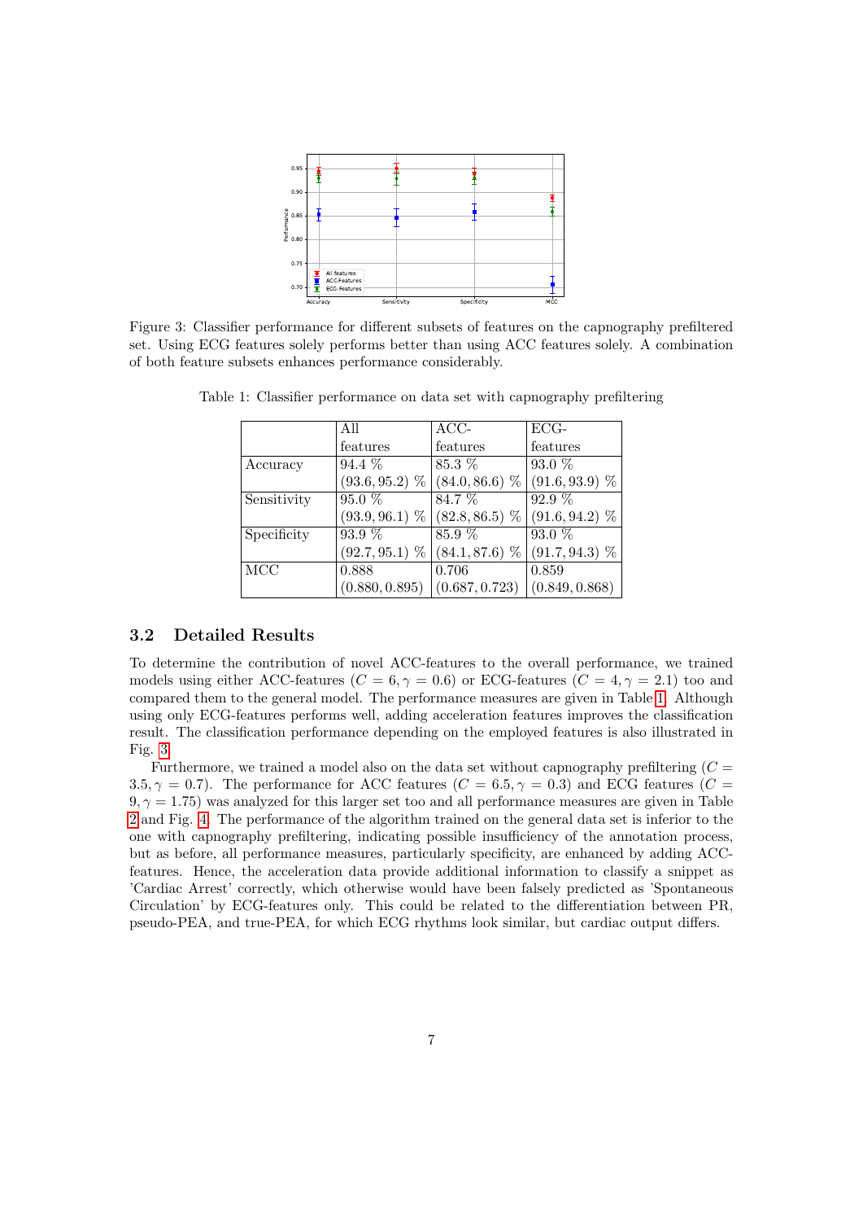Figure 3: Classifier performance for different subsets of features on the capnography prefiltered set. Using ECG features solely performs better than using ACC features solely. A combination of both feature subsets enhances performance considerably.

Table 1: Classifier performance on data set with capnography prefiltering

| | All features | ACC-features | ECG-features |
|---|---|---|---|
| Accuracy | 94.4 % (93.6, 95.2) % | 85.3 % (84.0, 86.6) % | 93.0 % (91.6, 93.9) % |
| Sensitivity | 95.0 % (93.9, 96.1) % | 84.7 % (82.8, 86.5) % | 92.9 % (91.6, 94.2) % |
| Specificity | 93.9 % (92.7, 95.1) % | 85.9 % (84.1, 87.6) % | 93.0 % (91.7, 94.3) % |
| MCC | 0.888 (0.880, 0.895) | 0.706 (0.687, 0.723) | 0.859 (0.849, 0.868) |

### 3.2 Detailed Results

To determine the contribution of novel ACC-features to the overall performance, we trained models using either ACC-features ($C = 6, \gamma = 0.6$) or ECG-features ($C = 4, \gamma = 2.1$) too and compared them to the general model. The performance measures are given in Table 1. Although using only ECG-features performs well, adding acceleration features improves the classification result. The classification performance depending on the employed features is also illustrated in Fig. 3.

Furthermore, we trained a model also on the data set without capnography prefiltering ($C = 3.5, \gamma = 0.7$). The performance for ACC features ($C = 6.5, \gamma = 0.3$) and ECG features ($C = 9, \gamma = 1.75$) was analyzed for this larger set too and all performance measures are given in Table 2 and Fig. 4. The performance of the algorithm trained on the general data set is inferior to the one with capnography prefiltering, indicating possible insufficiency of the annotation process, but as before, all performance measures, particularly specificity, are enhanced by adding ACC-features. Hence, the acceleration data provide additional information to classify a snippet as 'Cardiac Arrest' correctly, which otherwise would have been falsely predicted as 'Spontaneous Circulation' by ECG-features only. This could be related to the differentiation between PR, pseudo-PEA, and true-PEA, for which ECG rhythms look similar, but cardiac output differs.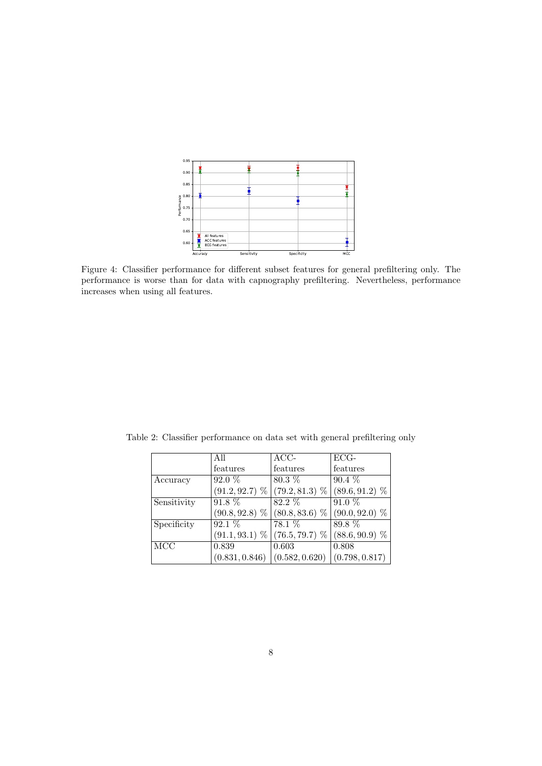Figure 4: Classifier performance for different subset features for general prefiltering only. The performance is worse than for data with capnography prefiltering. Nevertheless, performance increases when using all features.

Table 2: Classifier performance on data set with general prefiltering only

| | All features | ACC-features | ECG-features |
|---|---|---|---|
| Accuracy | 92.0 % <br> $(91.2, 92.7)$ % | 80.3 % <br> $(79.2, 81.3)$ % | 90.4 % <br> $(89.6, 91.2)$ % |
| Sensitivity | 91.8 % <br> $(90.8, 92.8)$ % | 82.2 % <br> $(80.8, 83.6)$ % | 91.0 % <br> $(90.0, 92.0)$ % |
| Specificity | 92.1 % <br> $(91.1, 93.1)$ % | 78.1 % <br> $(76.5, 79.7)$ % | 89.8 % <br> $(88.6, 90.9)$ % |
| MCC | 0.839 <br> $(0.831, 0.846)$ | 0.603 <br> $(0.582, 0.620)$ | 0.808 <br> $(0.798, 0.817)$ |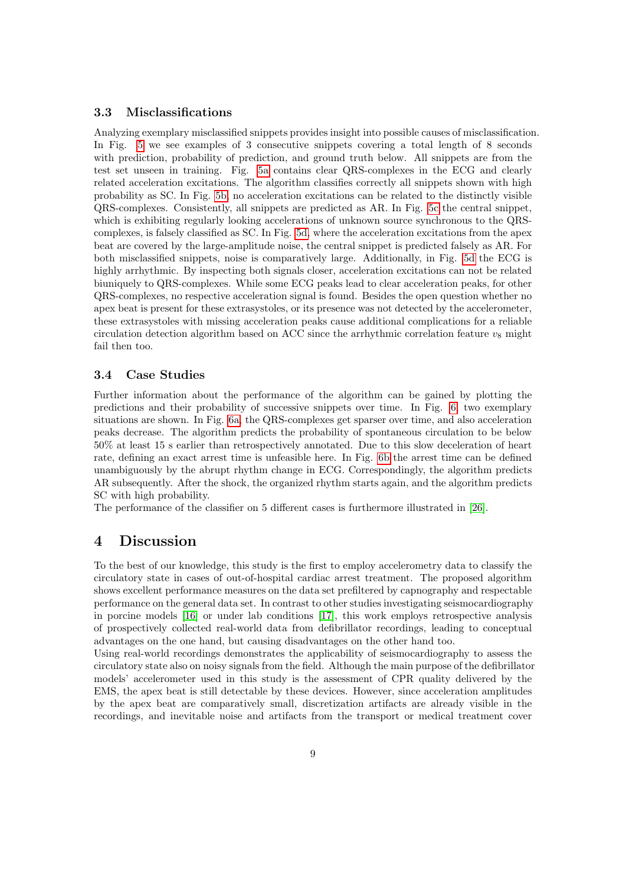### 3.3 Misclassifications

Analyzing exemplary misclassified snippets provides insight into possible causes of misclassification. In Fig. 5 we see examples of 3 consecutive snippets covering a total length of 8 seconds with prediction, probability of prediction, and ground truth below. All snippets are from the test set unseen in training. Fig. 5a contains clear QRS-complexes in the ECG and clearly related acceleration excitations. The algorithm classifies correctly all snippets shown with high probability as SC. In Fig. 5b no acceleration excitations can be related to the distinctly visible QRS-complexes. Consistently, all snippets are predicted as AR. In Fig. 5c the central snippet, which is exhibiting regularly looking accelerations of unknown source synchronous to the QRS-complexes, is falsely classified as SC. In Fig. 5d, where the acceleration excitations from the apex beat are covered by the large-amplitude noise, the central snippet is predicted falsely as AR. For both misclassified snippets, noise is comparatively large. Additionally, in Fig. 5d the ECG is highly arrhythmic. By inspecting both signals closer, acceleration excitations can not be related biuniquely to QRS-complexes. While some ECG peaks lead to clear acceleration peaks, for other QRS-complexes, no respective acceleration signal is found. Besides the open question whether no apex beat is present for these extrasystoles, or its presence was not detected by the accelerometer, these extrasystoles with missing acceleration peaks cause additional complications for a reliable circulation detection algorithm based on ACC since the arrhythmic correlation feature $v_8$ might fail then too.

### 3.4 Case Studies

Further information about the performance of the algorithm can be gained by plotting the predictions and their probability of successive snippets over time. In Fig. 6 two exemplary situations are shown. In Fig. 6a, the QRS-complexes get sparser over time, and also acceleration peaks decrease. The algorithm predicts the probability of spontaneous circulation to be below 50% at least 15 s earlier than retrospectively annotated. Due to this slow deceleration of heart rate, defining an exact arrest time is unfeasible here. In Fig. 6b the arrest time can be defined unambiguously by the abrupt rhythm change in ECG. Correspondingly, the algorithm predicts AR subsequently. After the shock, the organized rhythm starts again, and the algorithm predicts SC with high probability.

The performance of the classifier on 5 different cases is furthermore illustrated in [26].

## 4 Discussion

To the best of our knowledge, this study is the first to employ accelerometry data to classify the circulatory state in cases of out-of-hospital cardiac arrest treatment. The proposed algorithm shows excellent performance measures on the data set prefiltered by capnography and respectable performance on the general data set. In contrast to other studies investigating seismocardiography in porcine models [16] or under lab conditions [17], this work employs retrospective analysis of prospectively collected real-world data from defibrillator recordings, leading to conceptual advantages on the one hand, but causing disadvantages on the other hand too.

Using real-world recordings demonstrates the applicability of seismocardiography to assess the circulatory state also on noisy signals from the field. Although the main purpose of the defibrillator models' accelerometer used in this study is the assessment of CPR quality delivered by the EMS, the apex beat is still detectable by these devices. However, since acceleration amplitudes by the apex beat are comparatively small, discretization artifacts are already visible in the recordings, and inevitable noise and artifacts from the transport or medical treatment cover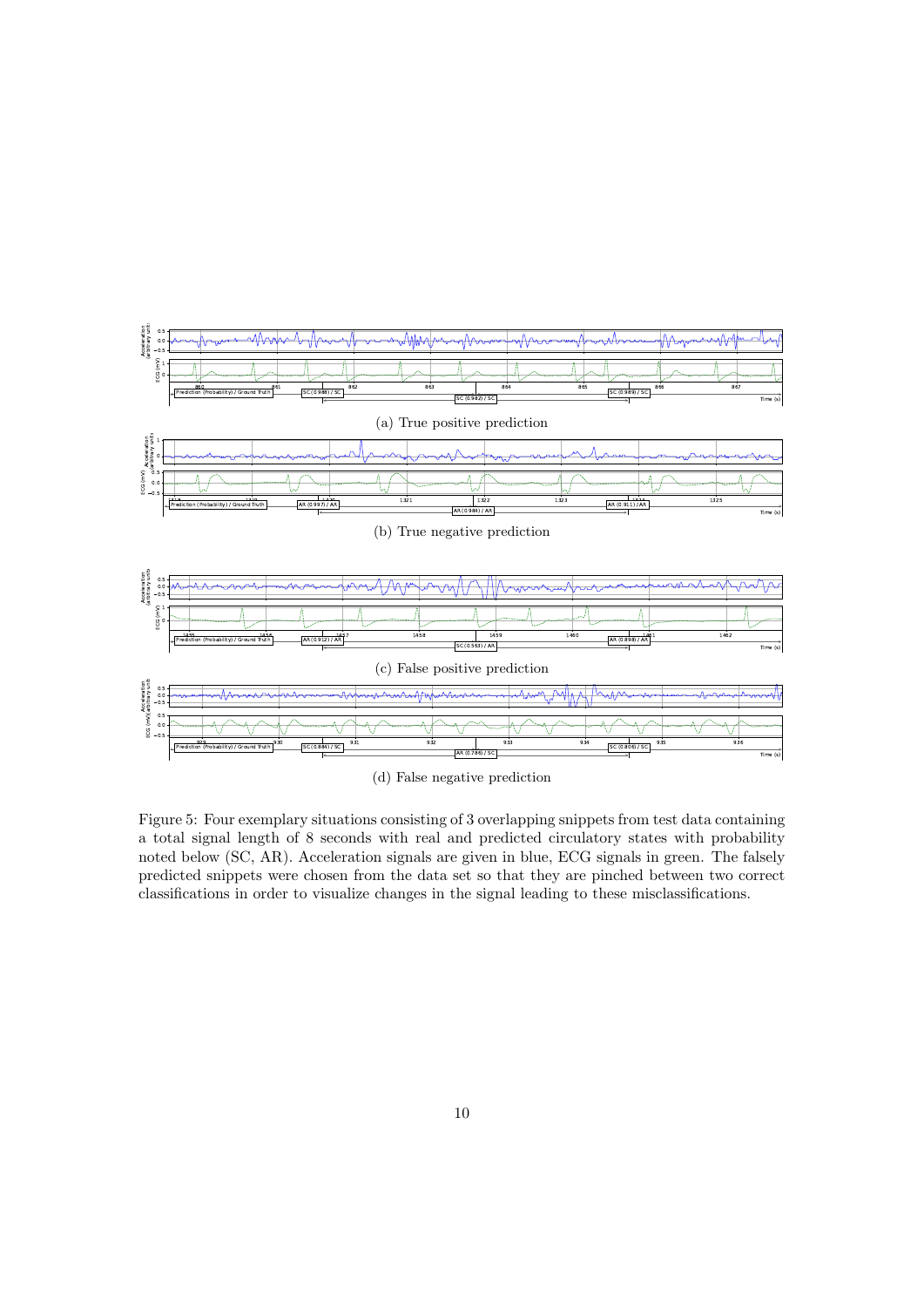(a) True positive prediction

(b) True negative prediction

(c) False positive prediction

(d) False negative prediction

Figure 5: Four exemplary situations consisting of 3 overlapping snippets from test data containing a total signal length of 8 seconds with real and predicted circulatory states with probability noted below (SC, AR). Acceleration signals are given in blue, ECG signals in green. The falsely predicted snippets were chosen from the data set so that they are pinched between two correct classifications in order to visualize changes in the signal leading to these misclassifications.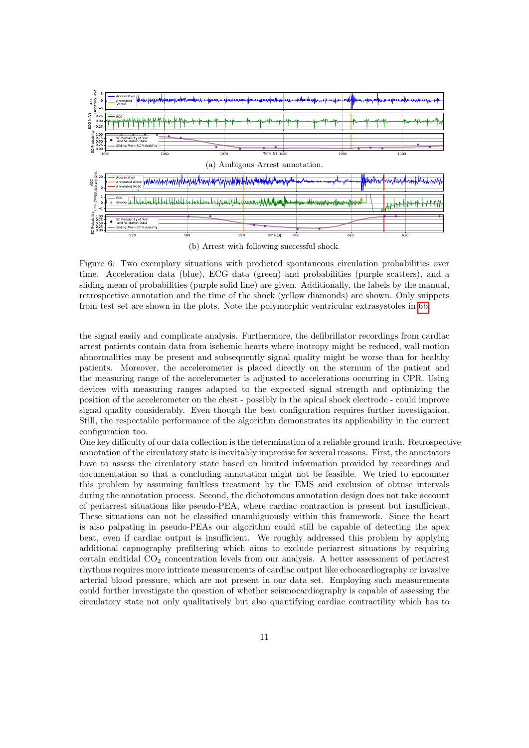(a) Ambigous Arrest annotation.

(b) Arrest with following successful shock.

Figure 6: Two exemplary situations with predicted spontaneous circulation probabilities over time. Acceleration data (blue), ECG data (green) and probabilities (purple scatters), and a sliding mean of probabilities (purple solid line) are given. Additionally, the labels by the manual, retrospective annotation and the time of the shock (yellow diamonds) are shown. Only snippets from test set are shown in the plots. Note the polymorphic ventricular extrasystoles in 6b.

the signal easily and complicate analysis. Furthermore, the defibrillator recordings from cardiac arrest patients contain data from ischemic hearts where inotropy might be reduced, wall motion abnormalities may be present and subsequently signal quality might be worse than for healthy patients. Moreover, the accelerometer is placed directly on the sternum of the patient and the measuring range of the accelerometer is adjusted to accelerations occurring in CPR. Using devices with measuring ranges adapted to the expected signal strength and optimizing the position of the accelerometer on the chest - possibly in the apical shock electrode - could improve signal quality considerably. Even though the best configuration requires further investigation. Still, the respectable performance of the algorithm demonstrates its applicability in the current configuration too.

One key difficulty of our data collection is the determination of a reliable ground truth. Retrospective annotation of the circulatory state is inevitably imprecise for several reasons. First, the annotators have to assess the circulatory state based on limited information provided by recordings and documentation so that a concluding annotation might not be feasible. We tried to encounter this problem by assuming faultless treatment by the EMS and exclusion of obtuse intervals during the annotation process. Second, the dichotomous annotation design does not take account of periarrest situations like pseudo-PEA, where cardiac contraction is present but insufficient. These situations can not be classified unambiguously within this framework. Since the heart is also palpating in pseudo-PEAs our algorithm could still be capable of detecting the apex beat, even if cardiac output is insufficient. We roughly addressed this problem by applying additional capnography prefiltering which aims to exclude periarrest situations by requiring certain endtidal $CO_2$ concentration levels from our analysis. A better assessment of periarrest rhythms requires more intricate measurements of cardiac output like echocardiography or invasive arterial blood pressure, which are not present in our data set. Employing such measurements could further investigate the question of whether seismocardiography is capable of assessing the circulatory state not only qualitatively but also quantifying cardiac contractility which has to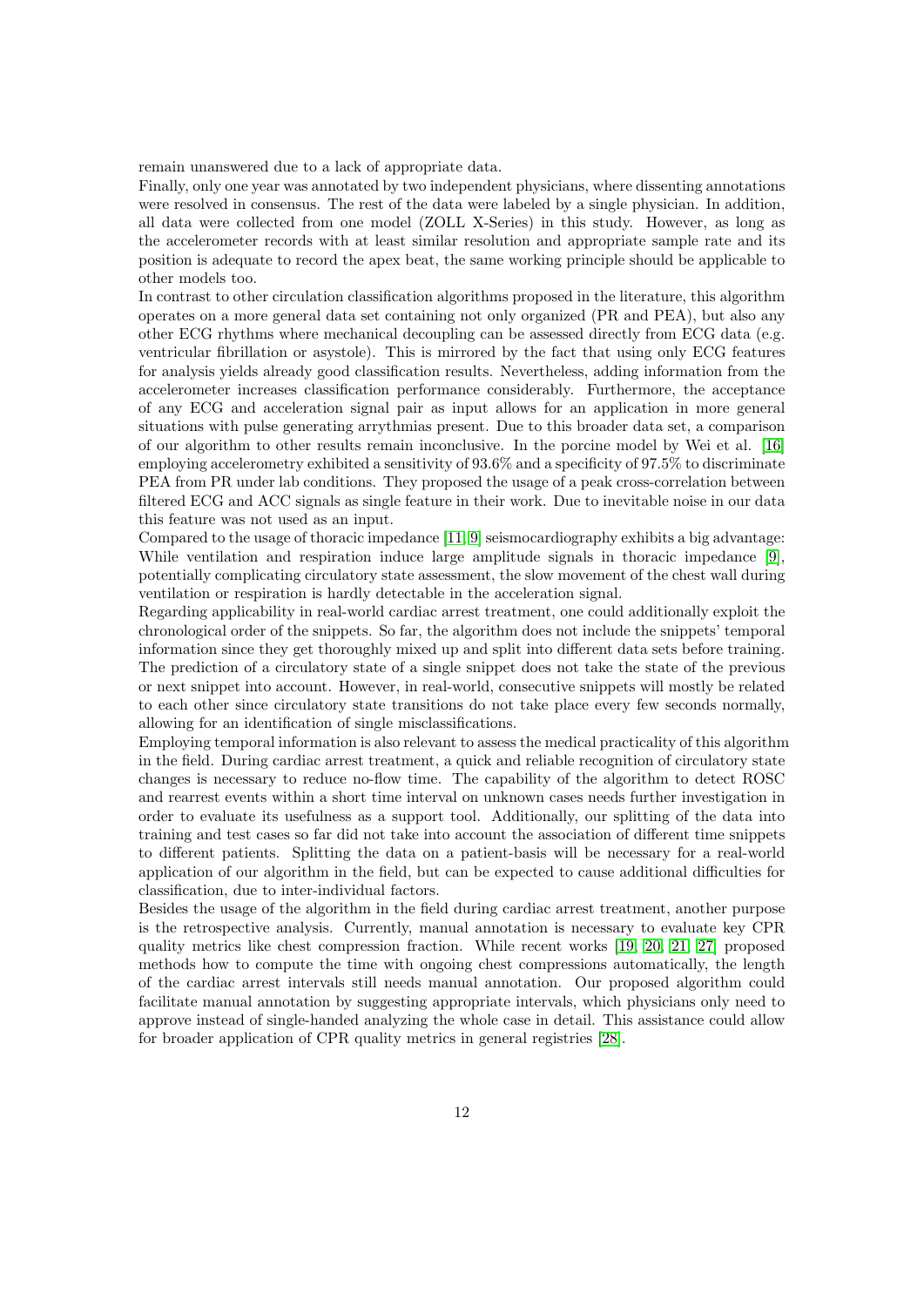remain unanswered due to a lack of appropriate data.

Finally, only one year was annotated by two independent physicians, where dissenting annotations were resolved in consensus. The rest of the data were labeled by a single physician. In addition, all data were collected from one model (ZOLL X-Series) in this study. However, as long as the accelerometer records with at least similar resolution and appropriate sample rate and its position is adequate to record the apex beat, the same working principle should be applicable to other models too.

In contrast to other circulation classification algorithms proposed in the literature, this algorithm operates on a more general data set containing not only organized (PR and PEA), but also any other ECG rhythms where mechanical decoupling can be assessed directly from ECG data (e.g. ventricular fibrillation or asystole). This is mirrored by the fact that using only ECG features for analysis yields already good classification results. Nevertheless, adding information from the accelerometer increases classification performance considerably. Furthermore, the acceptance of any ECG and acceleration signal pair as input allows for an application in more general situations with pulse generating arrythmias present. Due to this broader data set, a comparison of our algorithm to other results remain inconclusive. In the porcine model by Wei et al. [16] employing accelerometry exhibited a sensitivity of 93.6% and a specificity of 97.5% to discriminate PEA from PR under lab conditions. They proposed the usage of a peak cross-correlation between filtered ECG and ACC signals as single feature in their work. Due to inevitable noise in our data this feature was not used as an input.

Compared to the usage of thoracic impedance [11, 9] seismocardiography exhibits a big advantage: While ventilation and respiration induce large amplitude signals in thoracic impedance [9], potentially complicating circulatory state assessment, the slow movement of the chest wall during ventilation or respiration is hardly detectable in the acceleration signal.

Regarding applicability in real-world cardiac arrest treatment, one could additionally exploit the chronological order of the snippets. So far, the algorithm does not include the snippets' temporal information since they get thoroughly mixed up and split into different data sets before training. The prediction of a circulatory state of a single snippet does not take the state of the previous or next snippet into account. However, in real-world, consecutive snippets will mostly be related to each other since circulatory state transitions do not take place every few seconds normally, allowing for an identification of single misclassifications.

Employing temporal information is also relevant to assess the medical practicality of this algorithm in the field. During cardiac arrest treatment, a quick and reliable recognition of circulatory state changes is necessary to reduce no-flow time. The capability of the algorithm to detect ROSC and rearrest events within a short time interval on unknown cases needs further investigation in order to evaluate its usefulness as a support tool. Additionally, our splitting of the data into training and test cases so far did not take into account the association of different time snippets to different patients. Splitting the data on a patient-basis will be necessary for a real-world application of our algorithm in the field, but can be expected to cause additional difficulties for classification, due to inter-individual factors.

Besides the usage of the algorithm in the field during cardiac arrest treatment, another purpose is the retrospective analysis. Currently, manual annotation is necessary to evaluate key CPR quality metrics like chest compression fraction. While recent works [19, 20, 21, 27] proposed methods how to compute the time with ongoing chest compressions automatically, the length of the cardiac arrest intervals still needs manual annotation. Our proposed algorithm could facilitate manual annotation by suggesting appropriate intervals, which physicians only need to approve instead of single-handed analyzing the whole case in detail. This assistance could allow for broader application of CPR quality metrics in general registries [28].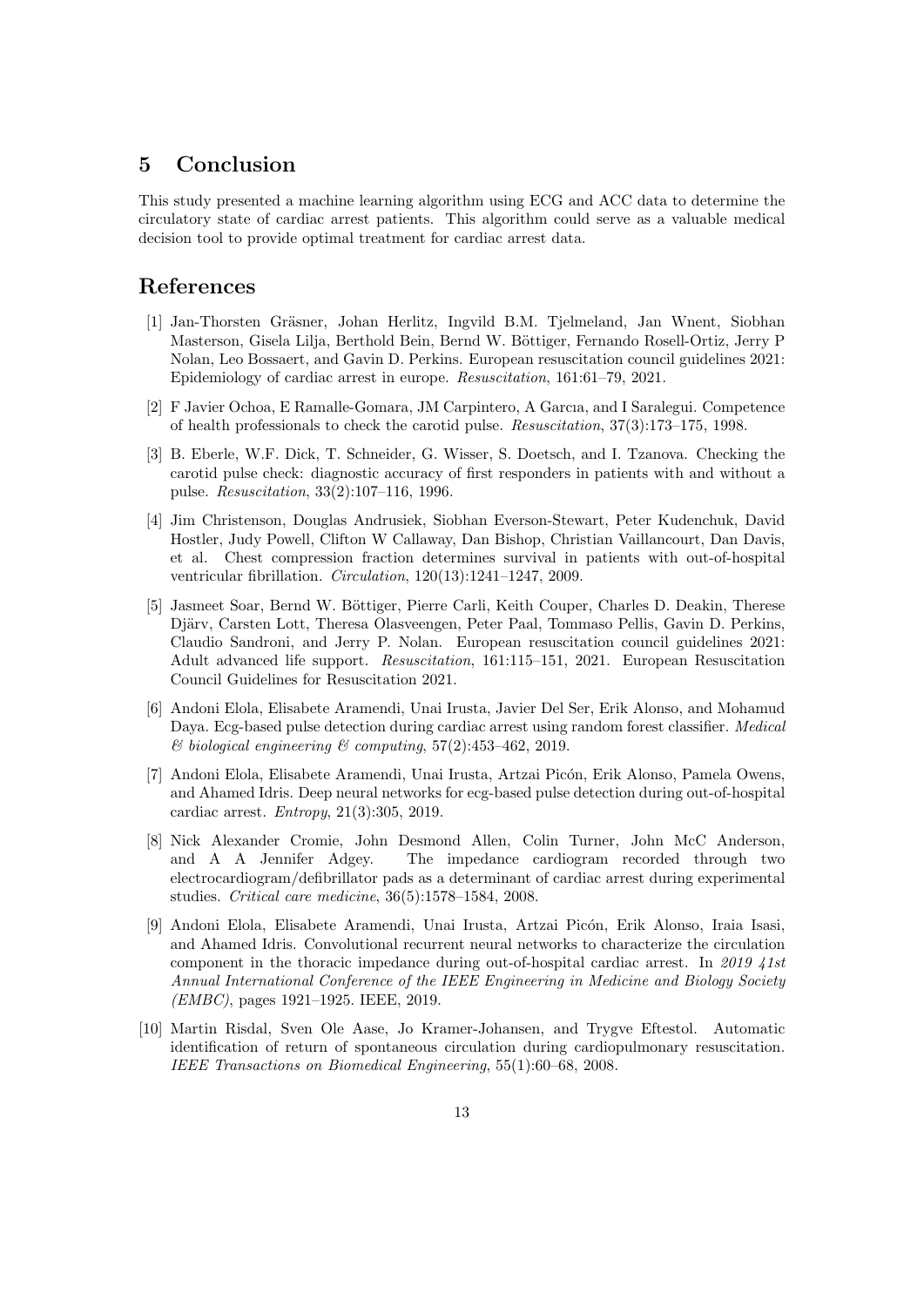## 5 Conclusion

This study presented a machine learning algorithm using ECG and ACC data to determine the circulatory state of cardiac arrest patients. This algorithm could serve as a valuable medical decision tool to provide optimal treatment for cardiac arrest data.

## References

[1] Jan-Thorsten Gräsner, Johan Herlitz, Ingvild B.M. Tjelmeland, Jan Wnent, Siobhan Masterson, Gisela Lilja, Berthold Bein, Bernd W. Böttiger, Fernando Rosell-Ortiz, Jerry P Nolan, Leo Bossaert, and Gavin D. Perkins. European resuscitation council guidelines 2021: Epidemiology of cardiac arrest in europe. *Resuscitation*, 161:61–79, 2021.

[2] F Javier Ochoa, E Ramalle-Gomara, JM Carpintero, A Garcıa, and I Saralegui. Competence of health professionals to check the carotid pulse. *Resuscitation*, 37(3):173–175, 1998.

[3] B. Eberle, W.F. Dick, T. Schneider, G. Wisser, S. Doetsch, and I. Tzanova. Checking the carotid pulse check: diagnostic accuracy of first responders in patients with and without a pulse. *Resuscitation*, 33(2):107–116, 1996.

[4] Jim Christenson, Douglas Andrusiek, Siobhan Everson-Stewart, Peter Kudenchuk, David Hostler, Judy Powell, Clifton W Callaway, Dan Bishop, Christian Vaillancourt, Dan Davis, et al. Chest compression fraction determines survival in patients with out-of-hospital ventricular fibrillation. *Circulation*, 120(13):1241–1247, 2009.

[5] Jasmeet Soar, Bernd W. Böttiger, Pierre Carli, Keith Couper, Charles D. Deakin, Therese Djärv, Carsten Lott, Theresa Olasveengen, Peter Paal, Tommaso Pellis, Gavin D. Perkins, Claudio Sandroni, and Jerry P. Nolan. European resuscitation council guidelines 2021: Adult advanced life support. *Resuscitation*, 161:115–151, 2021. European Resuscitation Council Guidelines for Resuscitation 2021.

[6] Andoni Elola, Elisabete Aramendi, Unai Irusta, Javier Del Ser, Erik Alonso, and Mohamud Daya. Ecg-based pulse detection during cardiac arrest using random forest classifier. *Medical & biological engineering & computing*, 57(2):453–462, 2019.

[7] Andoni Elola, Elisabete Aramendi, Unai Irusta, Artzai Picón, Erik Alonso, Pamela Owens, and Ahamed Idris. Deep neural networks for ecg-based pulse detection during out-of-hospital cardiac arrest. *Entropy*, 21(3):305, 2019.

[8] Nick Alexander Cromie, John Desmond Allen, Colin Turner, John McC Anderson, and A A Jennifer Adgey. The impedance cardiogram recorded through two electrocardiogram/defibrillator pads as a determinant of cardiac arrest during experimental studies. *Critical care medicine*, 36(5):1578–1584, 2008.

[9] Andoni Elola, Elisabete Aramendi, Unai Irusta, Artzai Picón, Erik Alonso, Iraia Isasi, and Ahamed Idris. Convolutional recurrent neural networks to characterize the circulation component in the thoracic impedance during out-of-hospital cardiac arrest. In *2019 41st Annual International Conference of the IEEE Engineering in Medicine and Biology Society (EMBC)*, pages 1921–1925. IEEE, 2019.

[10] Martin Risdal, Sven Ole Aase, Jo Kramer-Johansen, and Trygve Eftestol. Automatic identification of return of spontaneous circulation during cardiopulmonary resuscitation. *IEEE Transactions on Biomedical Engineering*, 55(1):60–68, 2008.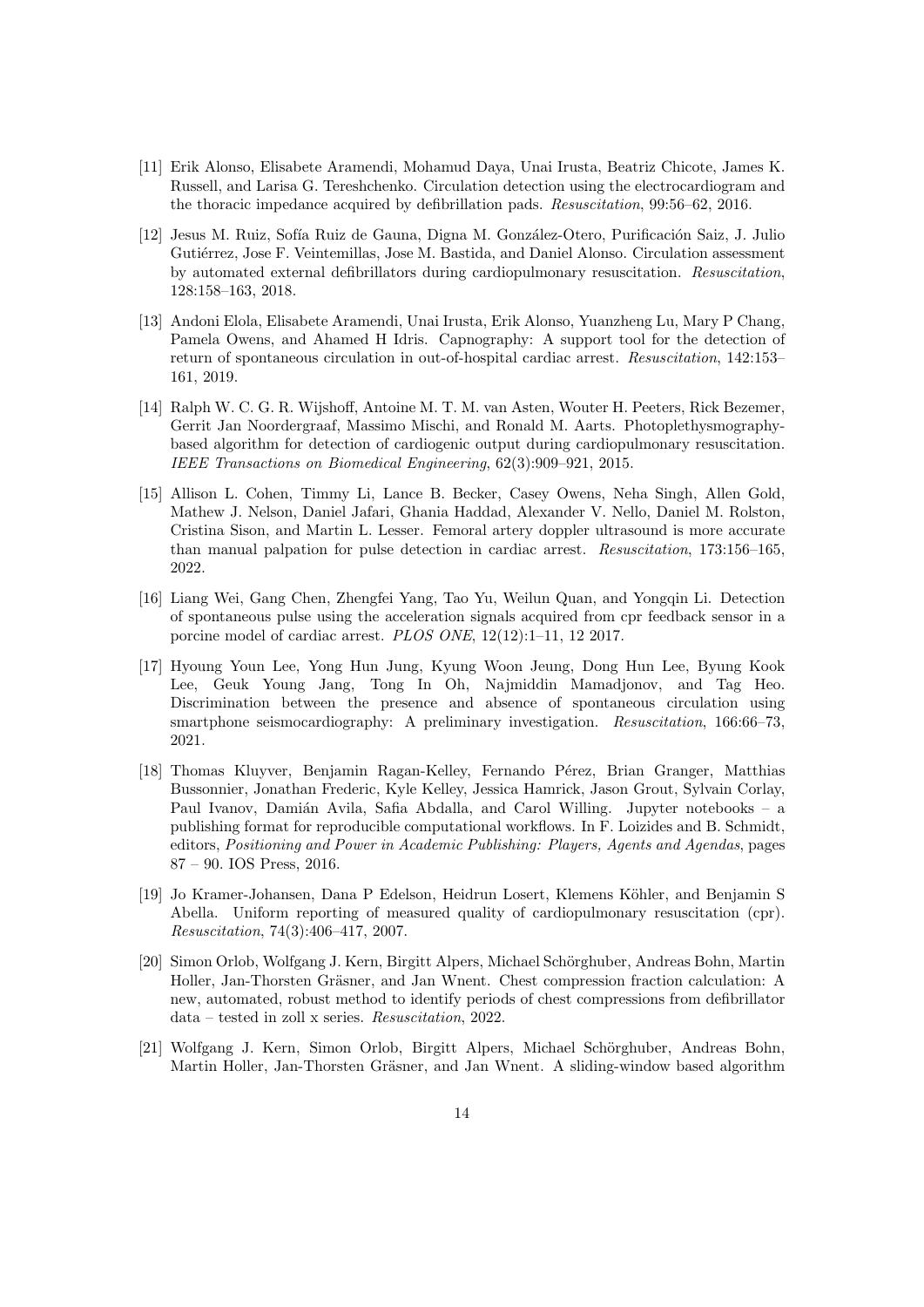[11] Erik Alonso, Elisabete Aramendi, Mohamud Daya, Unai Irusta, Beatriz Chicote, James K. Russell, and Larisa G. Tereshchenko. Circulation detection using the electrocardiogram and the thoracic impedance acquired by defibrillation pads. *Resuscitation*, 99:56–62, 2016.

[12] Jesus M. Ruiz, Sofía Ruiz de Gauna, Digna M. González-Otero, Purificación Saiz, J. Julio Gutiérrez, Jose F. Veintemillas, Jose M. Bastida, and Daniel Alonso. Circulation assessment by automated external defibrillators during cardiopulmonary resuscitation. *Resuscitation*, 128:158–163, 2018.

[13] Andoni Elola, Elisabete Aramendi, Unai Irusta, Erik Alonso, Yuanzheng Lu, Mary P Chang, Pamela Owens, and Ahamed H Idris. Capnography: A support tool for the detection of return of spontaneous circulation in out-of-hospital cardiac arrest. *Resuscitation*, 142:153–161, 2019.

[14] Ralph W. C. G. R. Wijshoff, Antoine M. T. M. van Asten, Wouter H. Peeters, Rick Bezemer, Gerrit Jan Noordergraaf, Massimo Mischi, and Ronald M. Aarts. Photoplethysmography-based algorithm for detection of cardiogenic output during cardiopulmonary resuscitation. *IEEE Transactions on Biomedical Engineering*, 62(3):909–921, 2015.

[15] Allison L. Cohen, Timmy Li, Lance B. Becker, Casey Owens, Neha Singh, Allen Gold, Mathew J. Nelson, Daniel Jafari, Ghania Haddad, Alexander V. Nello, Daniel M. Rolston, Cristina Sison, and Martin L. Lesser. Femoral artery doppler ultrasound is more accurate than manual palpation for pulse detection in cardiac arrest. *Resuscitation*, 173:156–165, 2022.

[16] Liang Wei, Gang Chen, Zhengfei Yang, Tao Yu, Weilun Quan, and Yongqin Li. Detection of spontaneous pulse using the acceleration signals acquired from cpr feedback sensor in a porcine model of cardiac arrest. *PLOS ONE*, 12(12):1–11, 12 2017.

[17] Hyoung Youn Lee, Yong Hun Jung, Kyung Woon Jeung, Dong Hun Lee, Byung Kook Lee, Geuk Young Jang, Tong In Oh, Najmiddin Mamadjonov, and Tag Heo. Discrimination between the presence and absence of spontaneous circulation using smartphone seismocardiography: A preliminary investigation. *Resuscitation*, 166:66–73, 2021.

[18] Thomas Kluyver, Benjamin Ragan-Kelley, Fernando Pérez, Brian Granger, Matthias Bussonnier, Jonathan Frederic, Kyle Kelley, Jessica Hamrick, Jason Grout, Sylvain Corlay, Paul Ivanov, Damián Avila, Safia Abdalla, and Carol Willing. Jupyter notebooks – a publishing format for reproducible computational workflows. In F. Loizides and B. Schmidt, editors, *Positioning and Power in Academic Publishing: Players, Agents and Agendas*, pages 87 – 90. IOS Press, 2016.

[19] Jo Kramer-Johansen, Dana P Edelson, Heidrun Losert, Klemens Köhler, and Benjamin S Abella. Uniform reporting of measured quality of cardiopulmonary resuscitation (cpr). *Resuscitation*, 74(3):406–417, 2007.

[20] Simon Orlob, Wolfgang J. Kern, Birgitt Alpers, Michael Schörghuber, Andreas Bohn, Martin Holler, Jan-Thorsten Gräsner, and Jan Wnent. Chest compression fraction calculation: A new, automated, robust method to identify periods of chest compressions from defibrillator data – tested in zoll x series. *Resuscitation*, 2022.

[21] Wolfgang J. Kern, Simon Orlob, Birgitt Alpers, Michael Schörghuber, Andreas Bohn, Martin Holler, Jan-Thorsten Gräsner, and Jan Wnent. A sliding-window based algorithm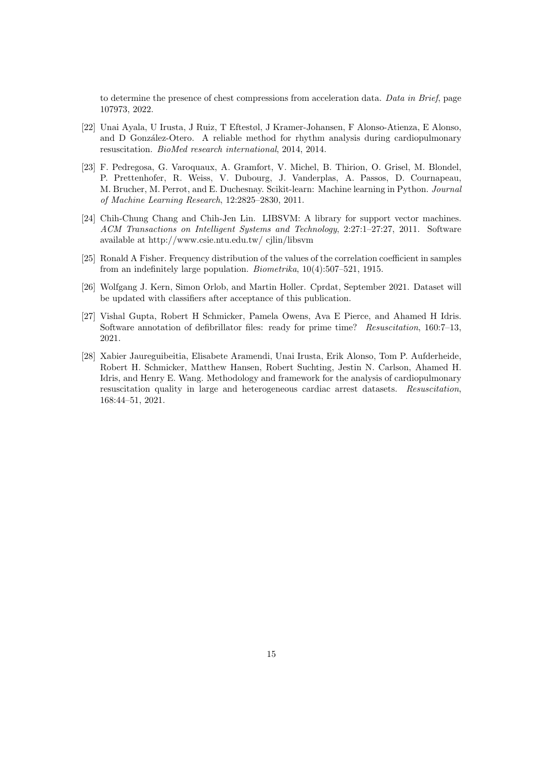to determine the presence of chest compressions from acceleration data. *Data in Brief*, page 107973, 2022.

[22] Unai Ayala, U Irusta, J Ruiz, T Eftestøl, J Kramer-Johansen, F Alonso-Atienza, E Alonso, and D González-Otero. A reliable method for rhythm analysis during cardiopulmonary resuscitation. *BioMed research international*, 2014, 2014.

[23] F. Pedregosa, G. Varoquaux, A. Gramfort, V. Michel, B. Thirion, O. Grisel, M. Blondel, P. Prettenhofer, R. Weiss, V. Dubourg, J. Vanderplas, A. Passos, D. Cournapeau, M. Brucher, M. Perrot, and E. Duchesnay. Scikit-learn: Machine learning in Python. *Journal of Machine Learning Research*, 12:2825–2830, 2011.

[24] Chih-Chung Chang and Chih-Jen Lin. LIBSVM: A library for support vector machines. *ACM Transactions on Intelligent Systems and Technology*, 2:27:1–27:27, 2011. Software available at http://www.csie.ntu.edu.tw/ cjlin/libsvm

[25] Ronald A Fisher. Frequency distribution of the values of the correlation coefficient in samples from an indefinitely large population. *Biometrika*, 10(4):507–521, 1915.

[26] Wolfgang J. Kern, Simon Orlob, and Martin Holler. Cprdat, September 2021. Dataset will be updated with classifiers after acceptance of this publication.

[27] Vishal Gupta, Robert H Schmicker, Pamela Owens, Ava E Pierce, and Ahamed H Idris. Software annotation of defibrillator files: ready for prime time? *Resuscitation*, 160:7–13, 2021.

[28] Xabier Jaureguibeitia, Elisabete Aramendi, Unai Irusta, Erik Alonso, Tom P. Aufderheide, Robert H. Schmicker, Matthew Hansen, Robert Suchting, Jestin N. Carlson, Ahamed H. Idris, and Henry E. Wang. Methodology and framework for the analysis of cardiopulmonary resuscitation quality in large and heterogeneous cardiac arrest datasets. *Resuscitation*, 168:44–51, 2021.